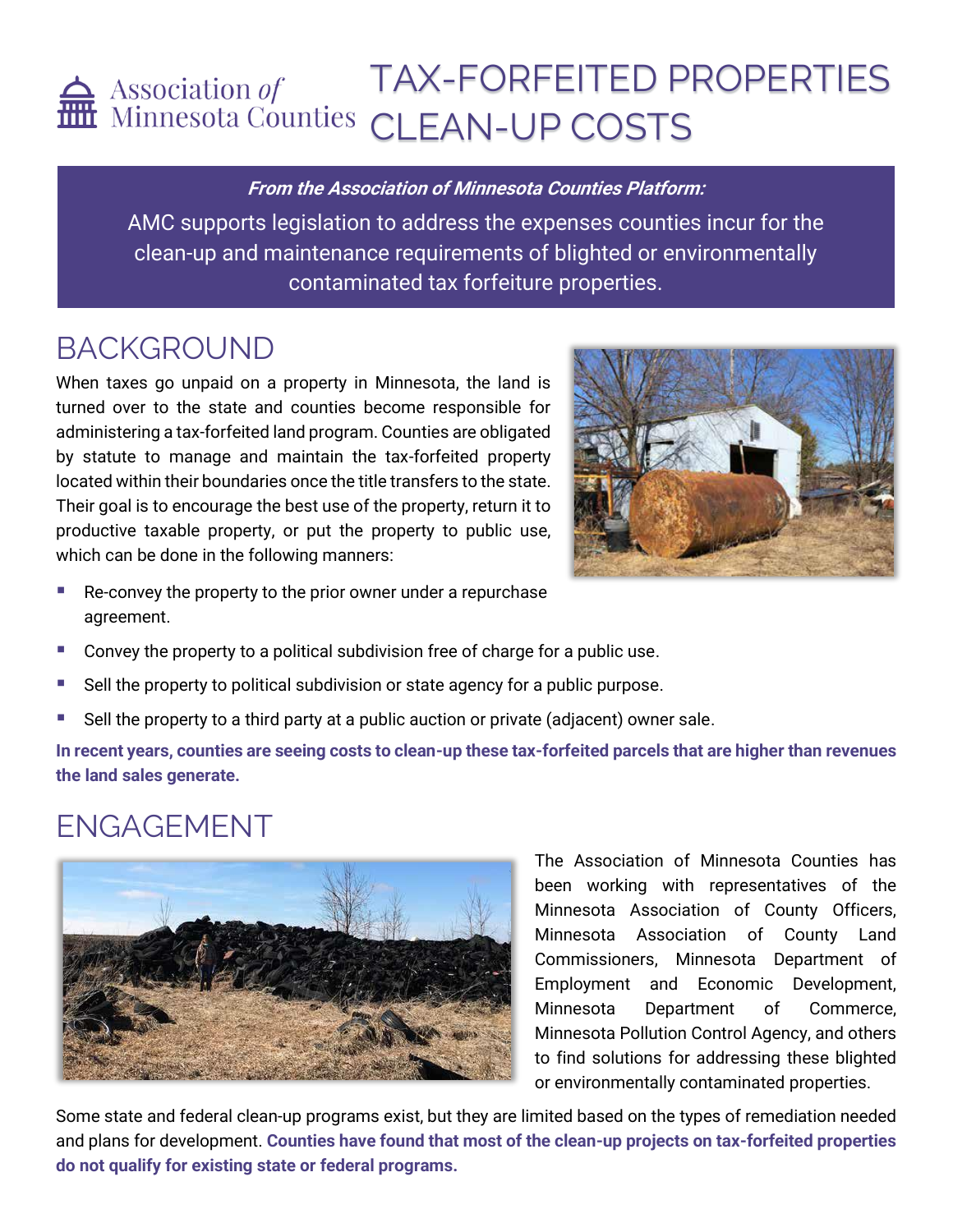# TAX-FORFEITED PROPERTIES CLEAN-UP COSTS

Association *of* Minnesota Counties

***From the Association of Minnesota Counties Platform:***

AMC supports legislation to address the expenses counties incur for the clean-up and maintenance requirements of blighted or environmentally contaminated tax forfeiture properties.

## BACKGROUND

When taxes go unpaid on a property in Minnesota, the land is turned over to the state and counties become responsible for administering a tax-forfeited land program. Counties are obligated by statute to manage and maintain the tax-forfeited property located within their boundaries once the title transfers to the state. Their goal is to encourage the best use of the property, return it to productive taxable property, or put the property to public use, which can be done in the following manners:

- Re-convey the property to the prior owner under a repurchase agreement.
- Convey the property to a political subdivision free of charge for a public use.
- Sell the property to political subdivision or state agency for a public purpose.
- Sell the property to a third party at a public auction or private (adjacent) owner sale.

**In recent years, counties are seeing costs to clean-up these tax-forfeited parcels that are higher than revenues the land sales generate.**

## ENGAGEMENT

The Association of Minnesota Counties has been working with representatives of the Minnesota Association of County Officers, Minnesota Association of County Land Commissioners, Minnesota Department of Employment and Economic Development, Minnesota Department of Commerce, Minnesota Pollution Control Agency, and others to find solutions for addressing these blighted or environmentally contaminated properties.

Some state and federal clean-up programs exist, but they are limited based on the types of remediation needed and plans for development. **Counties have found that most of the clean-up projects on tax-forfeited properties do not qualify for existing state or federal programs.**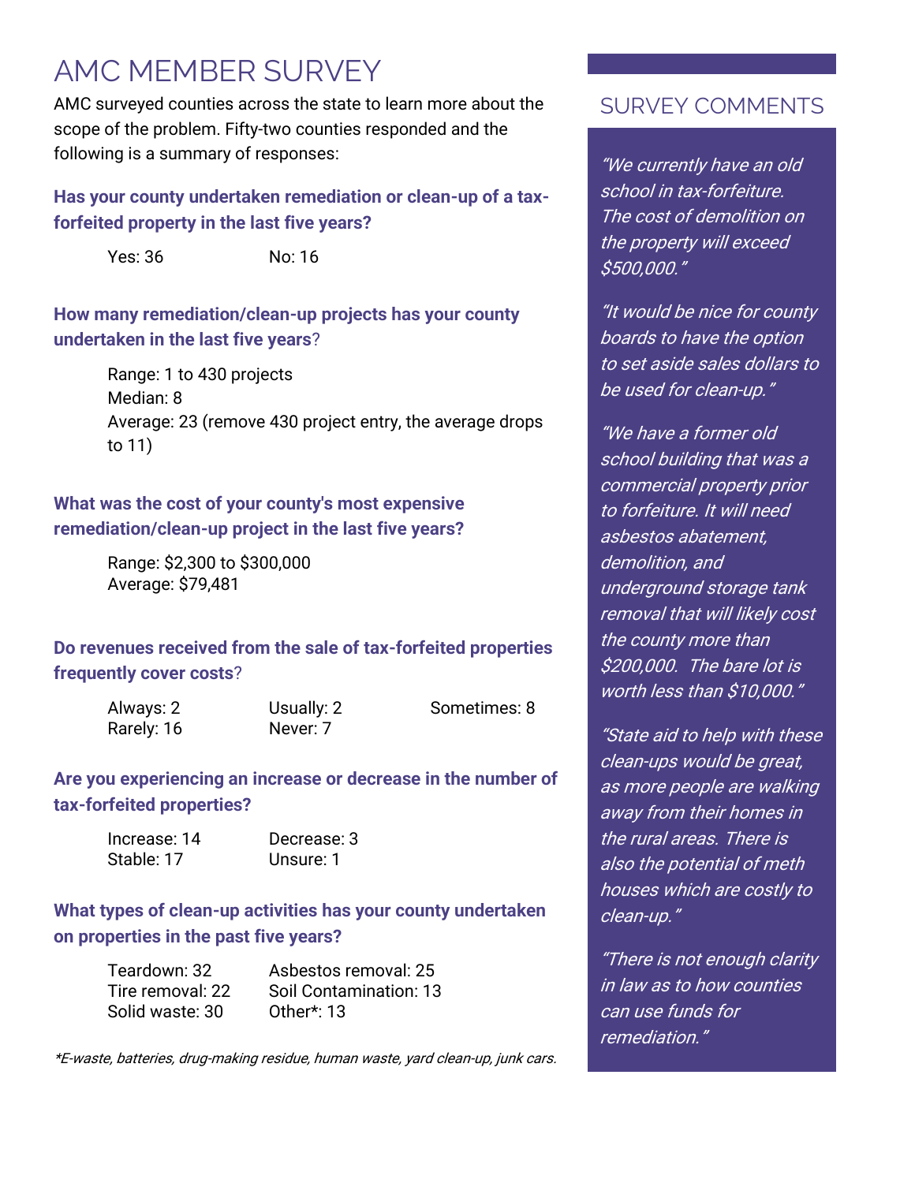# AMC MEMBER SURVEY

AMC surveyed counties across the state to learn more about the scope of the problem. Fifty-two counties responded and the following is a summary of responses:

**Has your county undertaken remediation or clean-up of a tax-forfeited property in the last five years?**

Yes: 36 No: 16

**How many remediation/clean-up projects has your county undertaken in the last five years**?

Range: 1 to 430 projects
Median: 8
Average: 23 (remove 430 project entry, the average drops to 11)

**What was the cost of your county's most expensive remediation/clean-up project in the last five years?**

Range: $2,300 to $300,000
Average: $79,481

**Do revenues received from the sale of tax-forfeited properties frequently cover costs**?

Always: 2 Usually: 2 Sometimes: 8
Rarely: 16 Never: 7

**Are you experiencing an increase or decrease in the number of tax-forfeited properties?**

Increase: 14 Decrease: 3
Stable: 17 Unsure: 1

**What types of clean-up activities has your county undertaken on properties in the past five years?**

Teardown: 32 Asbestos removal: 25
Tire removal: 22 Soil Contamination: 13
Solid waste: 30 Other*: 13

*\*E-waste, batteries, drug-making residue, human waste, yard clean-up, junk cars.*

## SURVEY COMMENTS

*"We currently have an old school in tax-forfeiture. The cost of demolition on the property will exceed $500,000."*

*"It would be nice for county boards to have the option to set aside sales dollars to be used for clean-up."*

*"We have a former old school building that was a commercial property prior to forfeiture. It will need asbestos abatement, demolition, and underground storage tank removal that will likely cost the county more than $200,000. The bare lot is worth less than $10,000."*

*"State aid to help with these clean-ups would be great, as more people are walking away from their homes in the rural areas. There is also the potential of meth houses which are costly to clean-up."*

*"There is not enough clarity in law as to how counties can use funds for remediation."*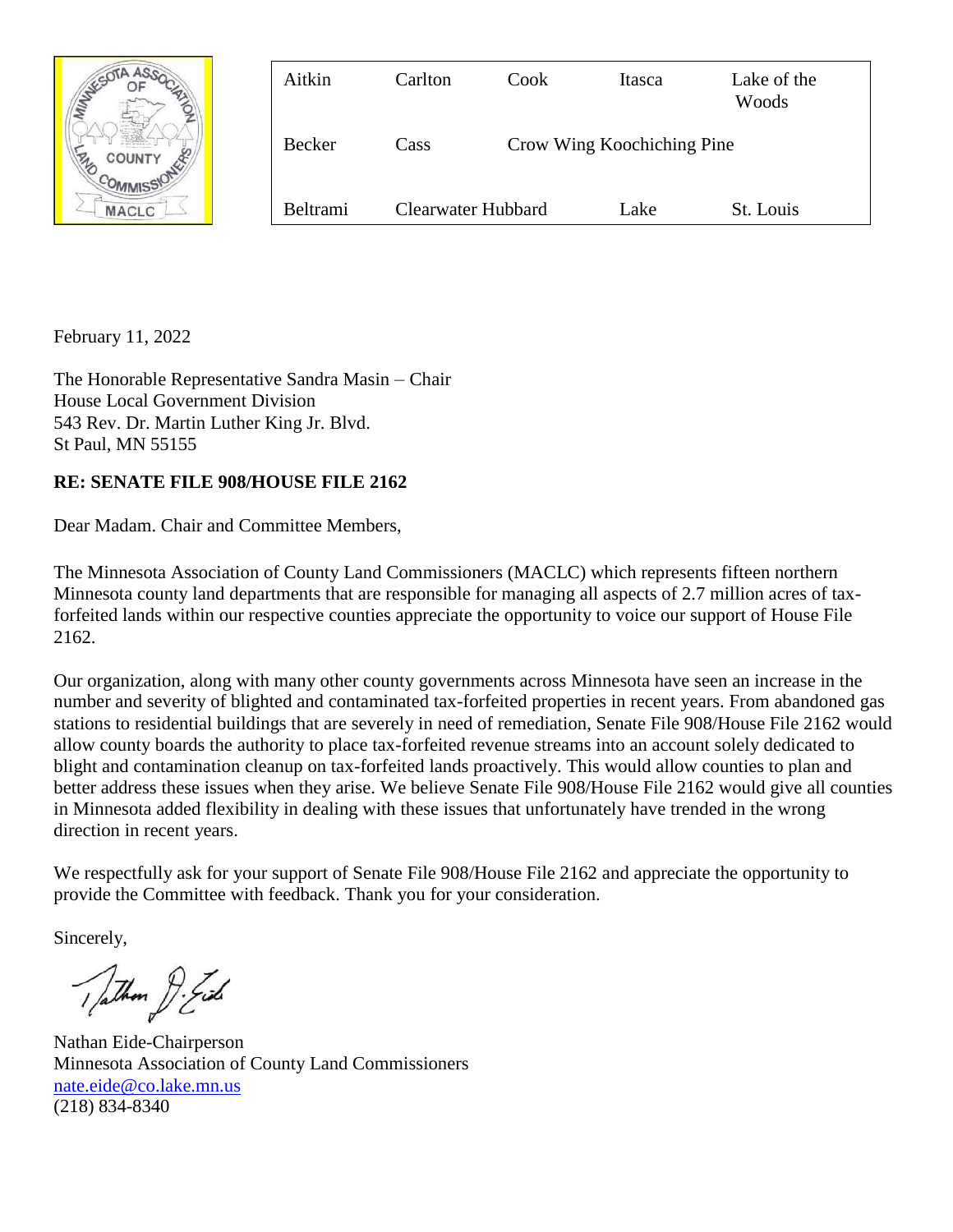| | | | | |
|---|---|---|---|---|
| Aitkin | Carlton | Cook | Itasca | Lake of the Woods |
| Becker | Cass | Crow Wing | Koochiching | Pine |
| Beltrami | Clearwater | Hubbard | Lake | St. Louis |

February 11, 2022

The Honorable Representative Sandra Masin – Chair
House Local Government Division
543 Rev. Dr. Martin Luther King Jr. Blvd.
St Paul, MN 55155

**RE: SENATE FILE 908/HOUSE FILE 2162**

Dear Madam. Chair and Committee Members,

The Minnesota Association of County Land Commissioners (MACLC) which represents fifteen northern Minnesota county land departments that are responsible for managing all aspects of 2.7 million acres of tax-forfeited lands within our respective counties appreciate the opportunity to voice our support of House File 2162.

Our organization, along with many other county governments across Minnesota have seen an increase in the number and severity of blighted and contaminated tax-forfeited properties in recent years. From abandoned gas stations to residential buildings that are severely in need of remediation, Senate File 908/House File 2162 would allow county boards the authority to place tax-forfeited revenue streams into an account solely dedicated to blight and contamination cleanup on tax-forfeited lands proactively. This would allow counties to plan and better address these issues when they arise. We believe Senate File 908/House File 2162 would give all counties in Minnesota added flexibility in dealing with these issues that unfortunately have trended in the wrong direction in recent years.

We respectfully ask for your support of Senate File 908/House File 2162 and appreciate the opportunity to provide the Committee with feedback. Thank you for your consideration.

Sincerely,

Nathan Eide-Chairperson
Minnesota Association of County Land Commissioners
nate.eide@co.lake.mn.us
(218) 834-8340